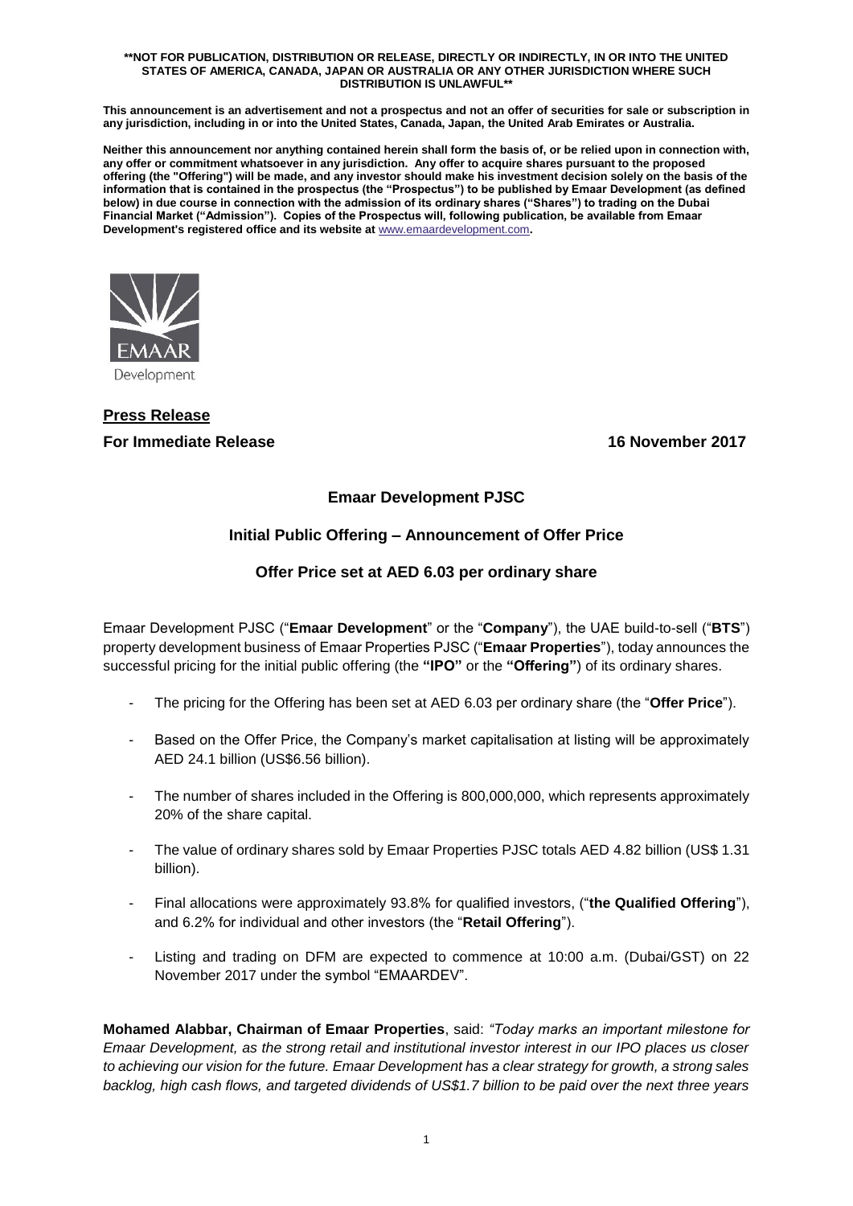**\*\*NOT FOR PUBLICATION, DISTRIBUTION OR RELEASE, DIRECTLY OR INDIRECTLY, IN OR INTO THE UNITED STATES OF AMERICA, CANADA, JAPAN OR AUSTRALIA OR ANY OTHER JURISDICTION WHERE SUCH DISTRIBUTION IS UNLAWFUL\*\***

**This announcement is an advertisement and not a prospectus and not an offer of securities for sale or subscription in any jurisdiction, including in or into the United States, Canada, Japan, the United Arab Emirates or Australia.**

**Neither this announcement nor anything contained herein shall form the basis of, or be relied upon in connection with, any offer or commitment whatsoever in any jurisdiction. Any offer to acquire shares pursuant to the proposed offering (the "Offering") will be made, and any investor should make his investment decision solely on the basis of the information that is contained in the prospectus (the "Prospectus") to be published by Emaar Development (as defined below) in due course in connection with the admission of its ordinary shares ("Shares") to trading on the Dubai Financial Market ("Admission"). Copies of the Prospectus will, following publication, be available from Emaar Development's registered office and its website at www.emaardevelopment.com.**

EMAAR Development

**Press Release**

**For Immediate Release** **16 November 2017**

## Emaar Development PJSC

## Initial Public Offering – Announcement of Offer Price

## Offer Price set at AED 6.03 per ordinary share

Emaar Development PJSC ("**Emaar Development**" or the "**Company**"), the UAE build-to-sell ("**BTS**") property development business of Emaar Properties PJSC ("**Emaar Properties**"), today announces the successful pricing for the initial public offering (the **"IPO"** or the **"Offering"**) of its ordinary shares.

- The pricing for the Offering has been set at AED 6.03 per ordinary share (the "**Offer Price**").
- Based on the Offer Price, the Company's market capitalisation at listing will be approximately AED 24.1 billion (US$6.56 billion).
- The number of shares included in the Offering is 800,000,000, which represents approximately 20% of the share capital.
- The value of ordinary shares sold by Emaar Properties PJSC totals AED 4.82 billion (US$ 1.31 billion).
- Final allocations were approximately 93.8% for qualified investors, ("**the Qualified Offering**"), and 6.2% for individual and other investors (the "**Retail Offering**").
- Listing and trading on DFM are expected to commence at 10:00 a.m. (Dubai/GST) on 22 November 2017 under the symbol "EMAARDEV".

**Mohamed Alabbar, Chairman of Emaar Properties**, said: *"Today marks an important milestone for Emaar Development, as the strong retail and institutional investor interest in our IPO places us closer to achieving our vision for the future. Emaar Development has a clear strategy for growth, a strong sales backlog, high cash flows, and targeted dividends of US$1.7 billion to be paid over the next three years*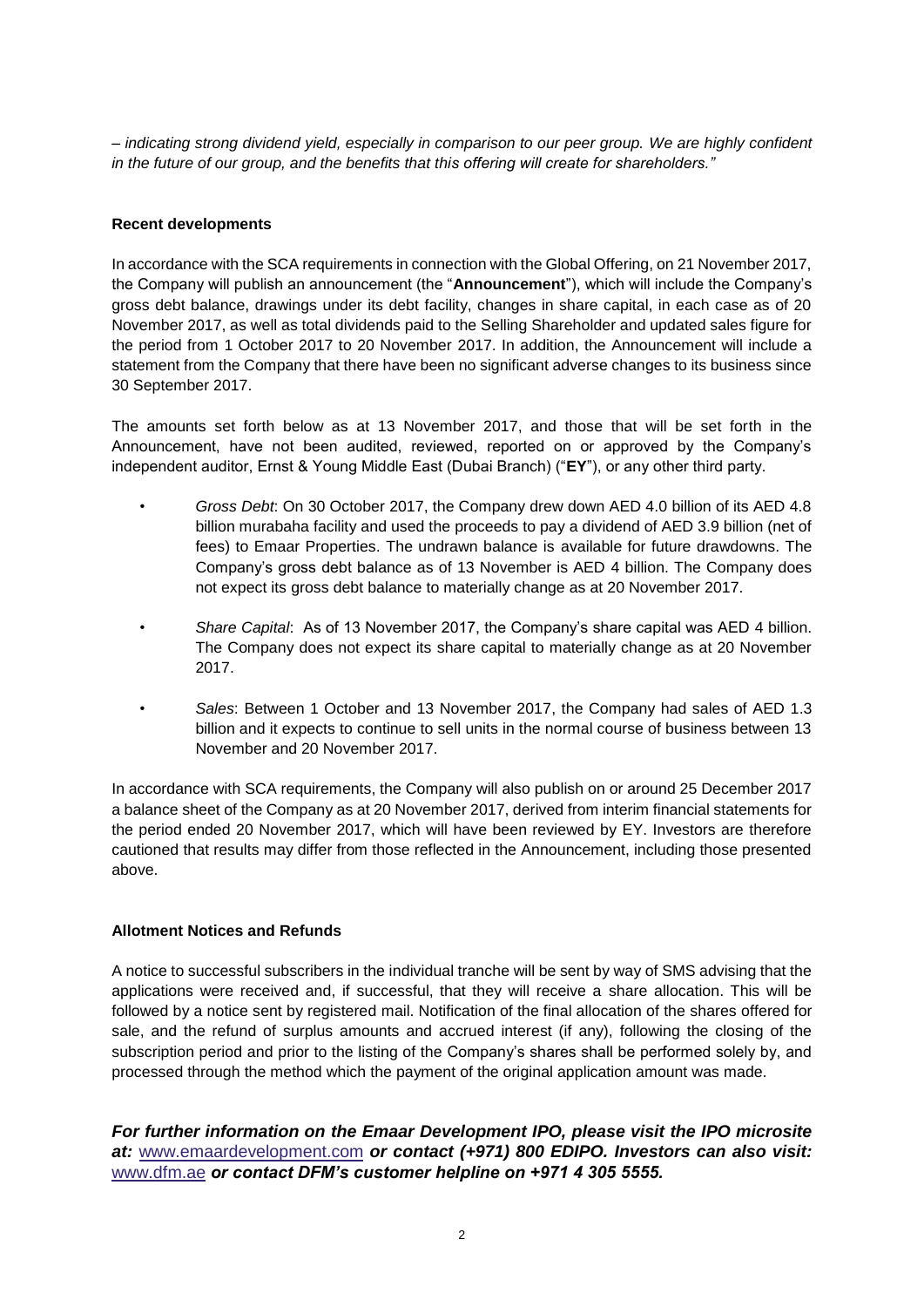*– indicating strong dividend yield, especially in comparison to our peer group. We are highly confident in the future of our group, and the benefits that this offering will create for shareholders."*

**Recent developments**

In accordance with the SCA requirements in connection with the Global Offering, on 21 November 2017, the Company will publish an announcement (the "**Announcement**"), which will include the Company's gross debt balance, drawings under its debt facility, changes in share capital, in each case as of 20 November 2017, as well as total dividends paid to the Selling Shareholder and updated sales figure for the period from 1 October 2017 to 20 November 2017. In addition, the Announcement will include a statement from the Company that there have been no significant adverse changes to its business since 30 September 2017.

The amounts set forth below as at 13 November 2017, and those that will be set forth in the Announcement, have not been audited, reviewed, reported on or approved by the Company's independent auditor, Ernst & Young Middle East (Dubai Branch) ("**EY**"), or any other third party.

- *Gross Debt*: On 30 October 2017, the Company drew down AED 4.0 billion of its AED 4.8 billion murabaha facility and used the proceeds to pay a dividend of AED 3.9 billion (net of fees) to Emaar Properties. The undrawn balance is available for future drawdowns. The Company's gross debt balance as of 13 November is AED 4 billion. The Company does not expect its gross debt balance to materially change as at 20 November 2017.
- *Share Capital*: As of 13 November 2017, the Company's share capital was AED 4 billion. The Company does not expect its share capital to materially change as at 20 November 2017.
- *Sales*: Between 1 October and 13 November 2017, the Company had sales of AED 1.3 billion and it expects to continue to sell units in the normal course of business between 13 November and 20 November 2017.

In accordance with SCA requirements, the Company will also publish on or around 25 December 2017 a balance sheet of the Company as at 20 November 2017, derived from interim financial statements for the period ended 20 November 2017, which will have been reviewed by EY. Investors are therefore cautioned that results may differ from those reflected in the Announcement, including those presented above.

**Allotment Notices and Refunds**

A notice to successful subscribers in the individual tranche will be sent by way of SMS advising that the applications were received and, if successful, that they will receive a share allocation. This will be followed by a notice sent by registered mail. Notification of the final allocation of the shares offered for sale, and the refund of surplus amounts and accrued interest (if any), following the closing of the subscription period and prior to the listing of the Company's shares shall be performed solely by, and processed through the method which the payment of the original application amount was made.

***For further information on the Emaar Development IPO, please visit the IPO microsite at:*** www.emaardevelopment.com ***or contact (+971) 800 EDIPO. Investors can also visit:*** www.dfm.ae ***or contact DFM's customer helpline on +971 4 305 5555.***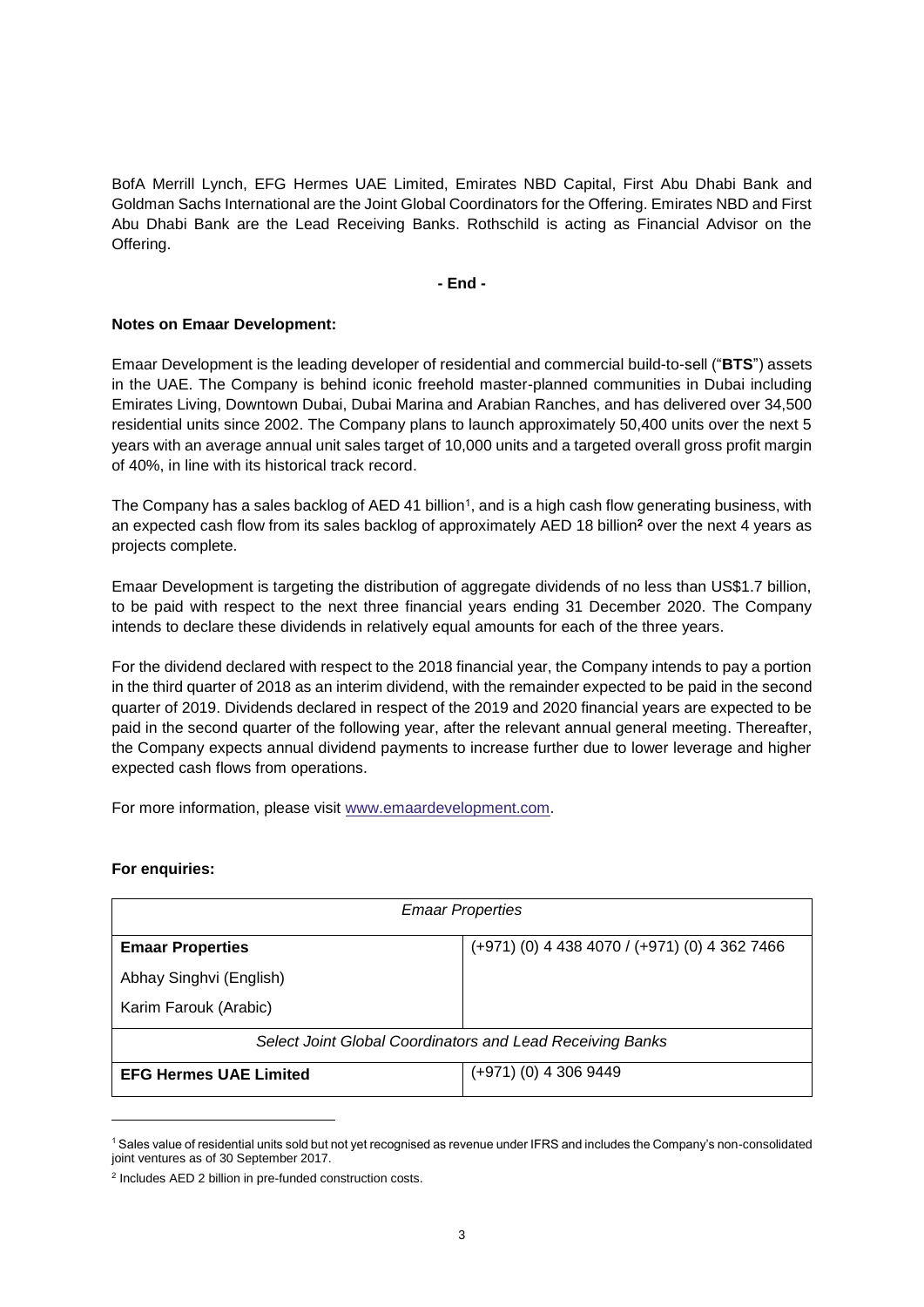BofA Merrill Lynch, EFG Hermes UAE Limited, Emirates NBD Capital, First Abu Dhabi Bank and Goldman Sachs International are the Joint Global Coordinators for the Offering. Emirates NBD and First Abu Dhabi Bank are the Lead Receiving Banks. Rothschild is acting as Financial Advisor on the Offering.

**- End -**

**Notes on Emaar Development:**

Emaar Development is the leading developer of residential and commercial build-to-sell ("**BTS**") assets in the UAE. The Company is behind iconic freehold master-planned communities in Dubai including Emirates Living, Downtown Dubai, Dubai Marina and Arabian Ranches, and has delivered over 34,500 residential units since 2002. The Company plans to launch approximately 50,400 units over the next 5 years with an average annual unit sales target of 10,000 units and a targeted overall gross profit margin of 40%, in line with its historical track record.

The Company has a sales backlog of AED 41 billion[1], and is a high cash flow generating business, with an expected cash flow from its sales backlog of approximately AED 18 billion[2] over the next 4 years as projects complete.

Emaar Development is targeting the distribution of aggregate dividends of no less than US$1.7 billion, to be paid with respect to the next three financial years ending 31 December 2020. The Company intends to declare these dividends in relatively equal amounts for each of the three years.

For the dividend declared with respect to the 2018 financial year, the Company intends to pay a portion in the third quarter of 2018 as an interim dividend, with the remainder expected to be paid in the second quarter of 2019. Dividends declared in respect of the 2019 and 2020 financial years are expected to be paid in the second quarter of the following year, after the relevant annual general meeting. Thereafter, the Company expects annual dividend payments to increase further due to lower leverage and higher expected cash flows from operations.

For more information, please visit www.emaardevelopment.com.

**For enquiries:**

| *Emaar Properties* | |
|---|---|
| **Emaar Properties**<br>Abhay Singhvi (English)<br>Karim Farouk (Arabic) | (+971) (0) 4 438 4070 / (+971) (0) 4 362 7466 |
| *Select Joint Global Coordinators and Lead Receiving Banks* | |
| **EFG Hermes UAE Limited** | (+971) (0) 4 306 9449 |

[1] Sales value of residential units sold but not yet recognised as revenue under IFRS and includes the Company's non-consolidated joint ventures as of 30 September 2017.

[2] Includes AED 2 billion in pre-funded construction costs.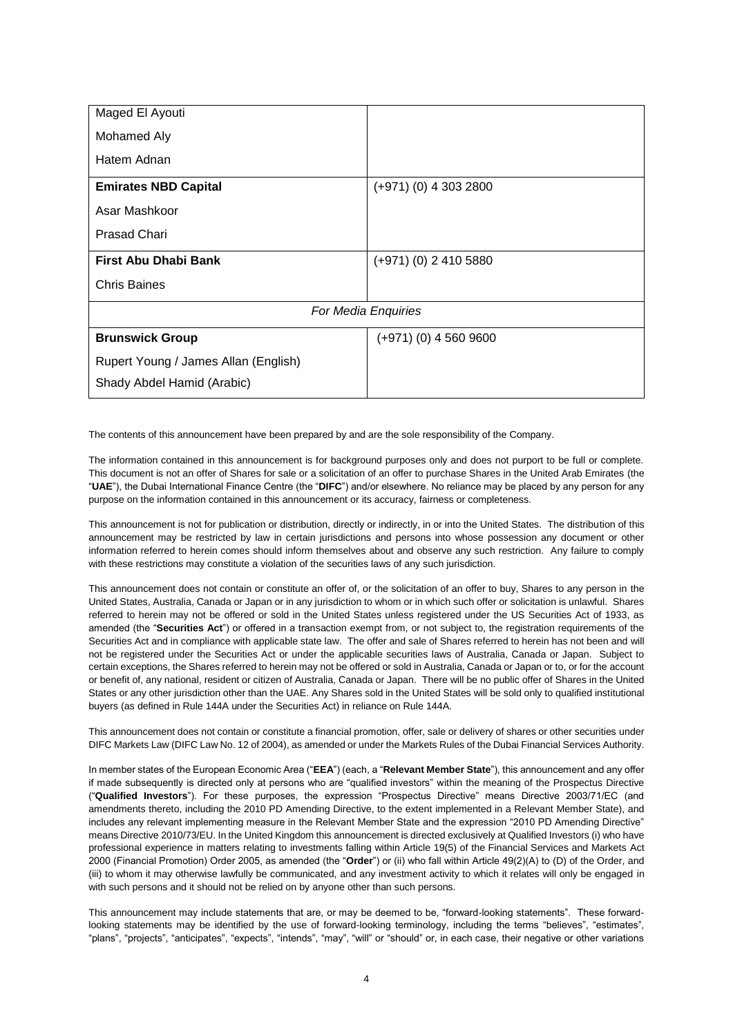| | |
|---|---|
| Maged El Ayouti<br>Mohamed Aly<br>Hatem Adnan | |
| **Emirates NBD Capital**<br>Asar Mashkoor<br>Prasad Chari | (+971) (0) 4 303 2800 |
| **First Abu Dhabi Bank**<br>Chris Baines | (+971) (0) 2 410 5880 |
| *For Media Enquiries* | |
| **Brunswick Group**<br>Rupert Young / James Allan (English)<br>Shady Abdel Hamid (Arabic) | (+971) (0) 4 560 9600 |

The contents of this announcement have been prepared by and are the sole responsibility of the Company.

The information contained in this announcement is for background purposes only and does not purport to be full or complete. This document is not an offer of Shares for sale or a solicitation of an offer to purchase Shares in the United Arab Emirates (the "**UAE**"), the Dubai International Finance Centre (the "**DIFC**") and/or elsewhere. No reliance may be placed by any person for any purpose on the information contained in this announcement or its accuracy, fairness or completeness.

This announcement is not for publication or distribution, directly or indirectly, in or into the United States. The distribution of this announcement may be restricted by law in certain jurisdictions and persons into whose possession any document or other information referred to herein comes should inform themselves about and observe any such restriction. Any failure to comply with these restrictions may constitute a violation of the securities laws of any such jurisdiction.

This announcement does not contain or constitute an offer of, or the solicitation of an offer to buy, Shares to any person in the United States, Australia, Canada or Japan or in any jurisdiction to whom or in which such offer or solicitation is unlawful. Shares referred to herein may not be offered or sold in the United States unless registered under the US Securities Act of 1933, as amended (the "**Securities Act**") or offered in a transaction exempt from, or not subject to, the registration requirements of the Securities Act and in compliance with applicable state law. The offer and sale of Shares referred to herein has not been and will not be registered under the Securities Act or under the applicable securities laws of Australia, Canada or Japan. Subject to certain exceptions, the Shares referred to herein may not be offered or sold in Australia, Canada or Japan or to, or for the account or benefit of, any national, resident or citizen of Australia, Canada or Japan. There will be no public offer of Shares in the United States or any other jurisdiction other than the UAE. Any Shares sold in the United States will be sold only to qualified institutional buyers (as defined in Rule 144A under the Securities Act) in reliance on Rule 144A.

This announcement does not contain or constitute a financial promotion, offer, sale or delivery of shares or other securities under DIFC Markets Law (DIFC Law No. 12 of 2004), as amended or under the Markets Rules of the Dubai Financial Services Authority.

In member states of the European Economic Area ("**EEA**") (each, a "**Relevant Member State**"), this announcement and any offer if made subsequently is directed only at persons who are "qualified investors" within the meaning of the Prospectus Directive ("**Qualified Investors**"). For these purposes, the expression "Prospectus Directive" means Directive 2003/71/EC (and amendments thereto, including the 2010 PD Amending Directive, to the extent implemented in a Relevant Member State), and includes any relevant implementing measure in the Relevant Member State and the expression "2010 PD Amending Directive" means Directive 2010/73/EU. In the United Kingdom this announcement is directed exclusively at Qualified Investors (i) who have professional experience in matters relating to investments falling within Article 19(5) of the Financial Services and Markets Act 2000 (Financial Promotion) Order 2005, as amended (the "**Order**") or (ii) who fall within Article 49(2)(A) to (D) of the Order, and (iii) to whom it may otherwise lawfully be communicated, and any investment activity to which it relates will only be engaged in with such persons and it should not be relied on by anyone other than such persons.

This announcement may include statements that are, or may be deemed to be, "forward-looking statements". These forward-looking statements may be identified by the use of forward-looking terminology, including the terms "believes", "estimates", "plans", "projects", "anticipates", "expects", "intends", "may", "will" or "should" or, in each case, their negative or other variations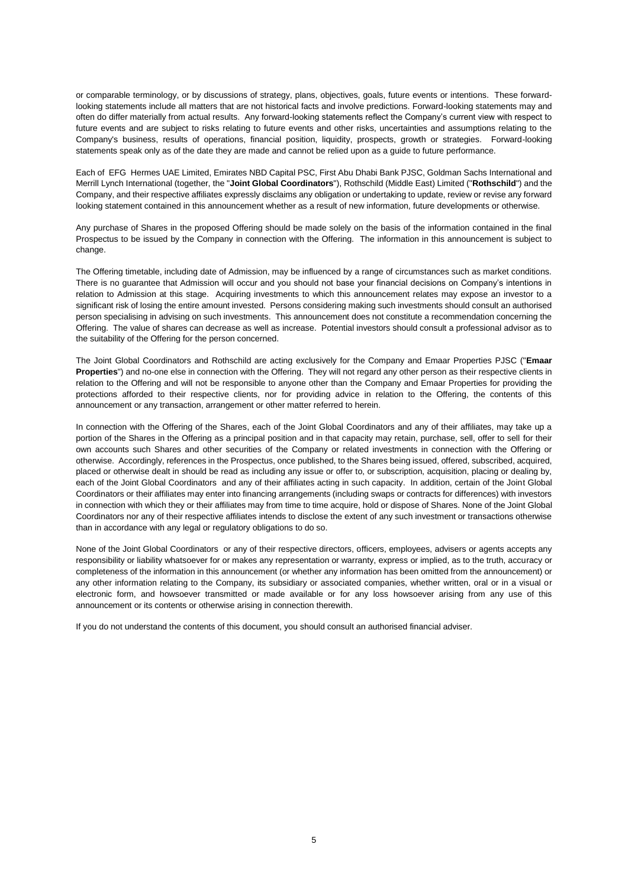or comparable terminology, or by discussions of strategy, plans, objectives, goals, future events or intentions. These forward-looking statements include all matters that are not historical facts and involve predictions. Forward-looking statements may and often do differ materially from actual results. Any forward-looking statements reflect the Company's current view with respect to future events and are subject to risks relating to future events and other risks, uncertainties and assumptions relating to the Company's business, results of operations, financial position, liquidity, prospects, growth or strategies. Forward-looking statements speak only as of the date they are made and cannot be relied upon as a guide to future performance.

Each of EFG Hermes UAE Limited, Emirates NBD Capital PSC, First Abu Dhabi Bank PJSC, Goldman Sachs International and Merrill Lynch International (together, the "**Joint Global Coordinators**"), Rothschild (Middle East) Limited ("**Rothschild**") and the Company, and their respective affiliates expressly disclaims any obligation or undertaking to update, review or revise any forward looking statement contained in this announcement whether as a result of new information, future developments or otherwise.

Any purchase of Shares in the proposed Offering should be made solely on the basis of the information contained in the final Prospectus to be issued by the Company in connection with the Offering. The information in this announcement is subject to change.

The Offering timetable, including date of Admission, may be influenced by a range of circumstances such as market conditions. There is no guarantee that Admission will occur and you should not base your financial decisions on Company's intentions in relation to Admission at this stage. Acquiring investments to which this announcement relates may expose an investor to a significant risk of losing the entire amount invested. Persons considering making such investments should consult an authorised person specialising in advising on such investments. This announcement does not constitute a recommendation concerning the Offering. The value of shares can decrease as well as increase. Potential investors should consult a professional advisor as to the suitability of the Offering for the person concerned.

The Joint Global Coordinators and Rothschild are acting exclusively for the Company and Emaar Properties PJSC ("**Emaar Properties**") and no-one else in connection with the Offering. They will not regard any other person as their respective clients in relation to the Offering and will not be responsible to anyone other than the Company and Emaar Properties for providing the protections afforded to their respective clients, nor for providing advice in relation to the Offering, the contents of this announcement or any transaction, arrangement or other matter referred to herein.

In connection with the Offering of the Shares, each of the Joint Global Coordinators and any of their affiliates, may take up a portion of the Shares in the Offering as a principal position and in that capacity may retain, purchase, sell, offer to sell for their own accounts such Shares and other securities of the Company or related investments in connection with the Offering or otherwise. Accordingly, references in the Prospectus, once published, to the Shares being issued, offered, subscribed, acquired, placed or otherwise dealt in should be read as including any issue or offer to, or subscription, acquisition, placing or dealing by, each of the Joint Global Coordinators and any of their affiliates acting in such capacity. In addition, certain of the Joint Global Coordinators or their affiliates may enter into financing arrangements (including swaps or contracts for differences) with investors in connection with which they or their affiliates may from time to time acquire, hold or dispose of Shares. None of the Joint Global Coordinators nor any of their respective affiliates intends to disclose the extent of any such investment or transactions otherwise than in accordance with any legal or regulatory obligations to do so.

None of the Joint Global Coordinators or any of their respective directors, officers, employees, advisers or agents accepts any responsibility or liability whatsoever for or makes any representation or warranty, express or implied, as to the truth, accuracy or completeness of the information in this announcement (or whether any information has been omitted from the announcement) or any other information relating to the Company, its subsidiary or associated companies, whether written, oral or in a visual or electronic form, and howsoever transmitted or made available or for any loss howsoever arising from any use of this announcement or its contents or otherwise arising in connection therewith.

If you do not understand the contents of this document, you should consult an authorised financial adviser.